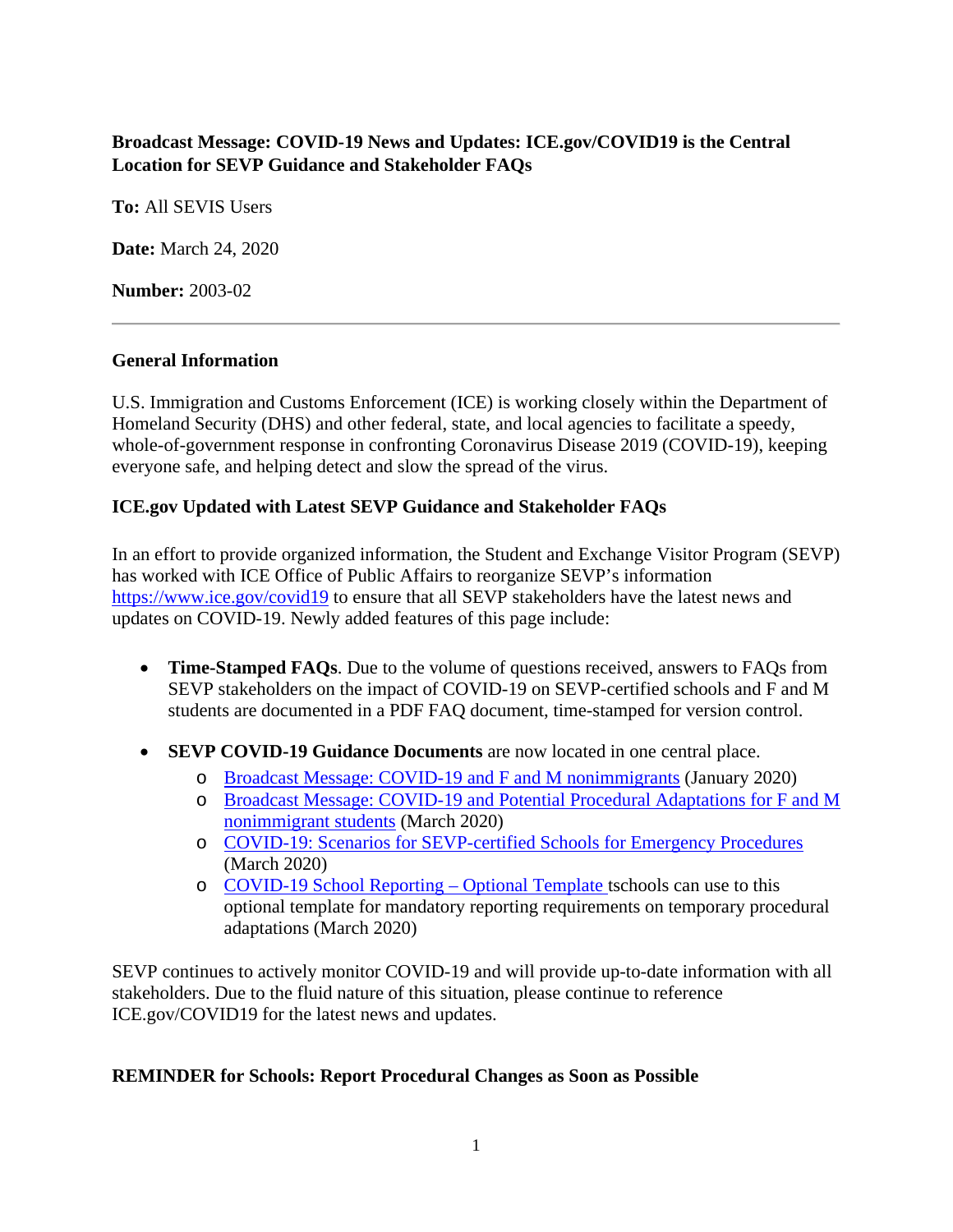**Broadcast Message: COVID-19 News and Updates: ICE.gov/COVID19 is the Central Location for SEVP Guidance and Stakeholder FAQs**

**To:** All SEVIS Users

**Date:** March 24, 2020

**Number:** 2003-02

---

**General Information**

U.S. Immigration and Customs Enforcement (ICE) is working closely within the Department of Homeland Security (DHS) and other federal, state, and local agencies to facilitate a speedy, whole-of-government response in confronting Coronavirus Disease 2019 (COVID-19), keeping everyone safe, and helping detect and slow the spread of the virus.

**ICE.gov Updated with Latest SEVP Guidance and Stakeholder FAQs**

In an effort to provide organized information, the Student and Exchange Visitor Program (SEVP) has worked with ICE Office of Public Affairs to reorganize SEVP's information https://www.ice.gov/covid19 to ensure that all SEVP stakeholders have the latest news and updates on COVID-19. Newly added features of this page include:

- **Time-Stamped FAQs**. Due to the volume of questions received, answers to FAQs from SEVP stakeholders on the impact of COVID-19 on SEVP-certified schools and F and M students are documented in a PDF FAQ document, time-stamped for version control.
- **SEVP COVID-19 Guidance Documents** are now located in one central place.
  - Broadcast Message: COVID-19 and F and M nonimmigrants (January 2020)
  - Broadcast Message: COVID-19 and Potential Procedural Adaptations for F and M nonimmigrant students (March 2020)
  - COVID-19: Scenarios for SEVP-certified Schools for Emergency Procedures (March 2020)
  - COVID-19 School Reporting – Optional Template tschools can use to this optional template for mandatory reporting requirements on temporary procedural adaptations (March 2020)

SEVP continues to actively monitor COVID-19 and will provide up-to-date information with all stakeholders. Due to the fluid nature of this situation, please continue to reference ICE.gov/COVID19 for the latest news and updates.

**REMINDER for Schools: Report Procedural Changes as Soon as Possible**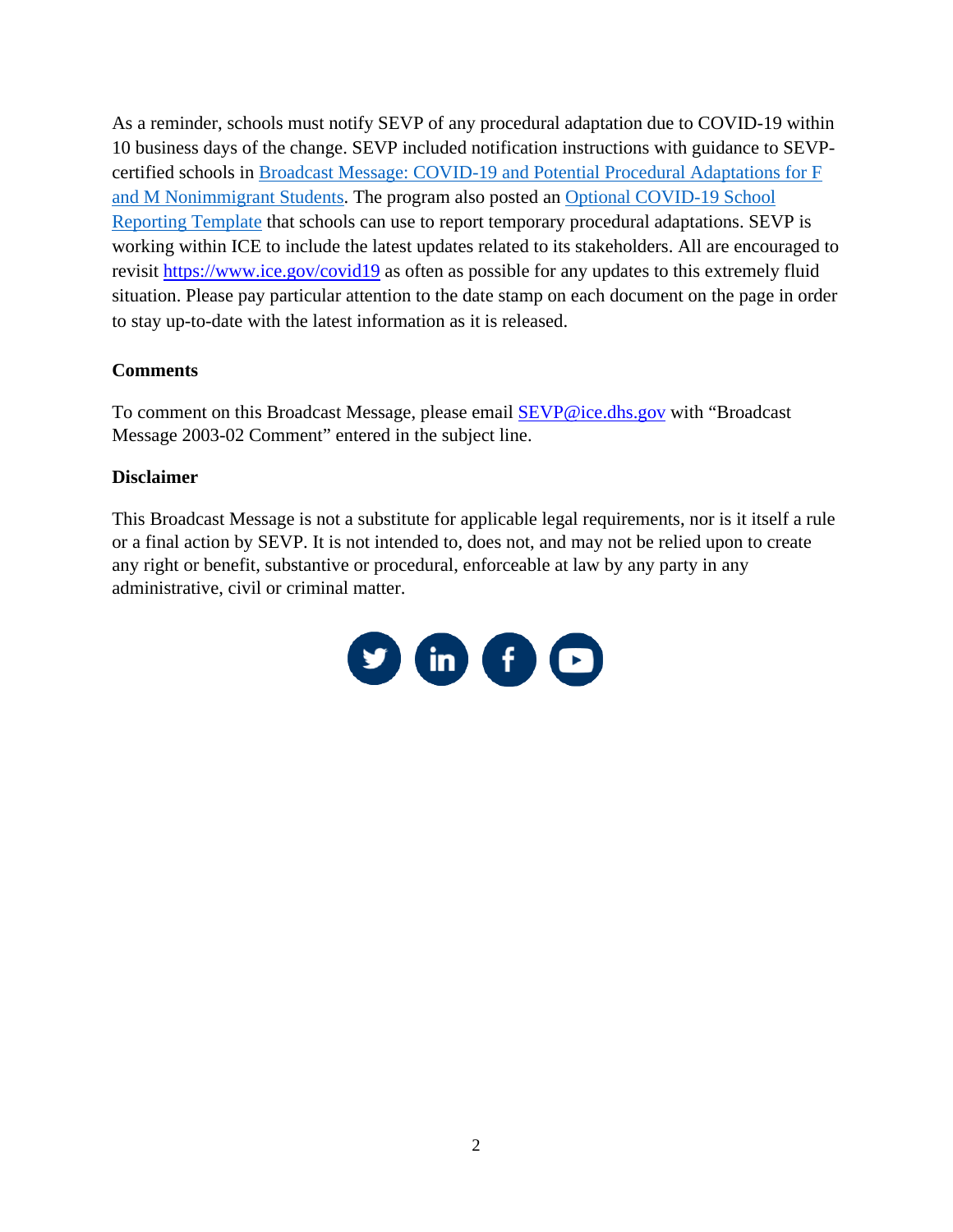As a reminder, schools must notify SEVP of any procedural adaptation due to COVID-19 within 10 business days of the change. SEVP included notification instructions with guidance to SEVP-certified schools in [Broadcast Message: COVID-19 and Potential Procedural Adaptations for F and M Nonimmigrant Students](). The program also posted an [Optional COVID-19 School Reporting Template]() that schools can use to report temporary procedural adaptations. SEVP is working within ICE to include the latest updates related to its stakeholders. All are encouraged to revisit [https://www.ice.gov/covid19](https://www.ice.gov/covid19) as often as possible for any updates to this extremely fluid situation. Please pay particular attention to the date stamp on each document on the page in order to stay up-to-date with the latest information as it is released.

**Comments**

To comment on this Broadcast Message, please email [SEVP@ice.dhs.gov](mailto:SEVP@ice.dhs.gov) with "Broadcast Message 2003-02 Comment" entered in the subject line.

**Disclaimer**

This Broadcast Message is not a substitute for applicable legal requirements, nor is it itself a rule or a final action by SEVP. It is not intended to, does not, and may not be relied upon to create any right or benefit, substantive or procedural, enforceable at law by any party in any administrative, civil or criminal matter.